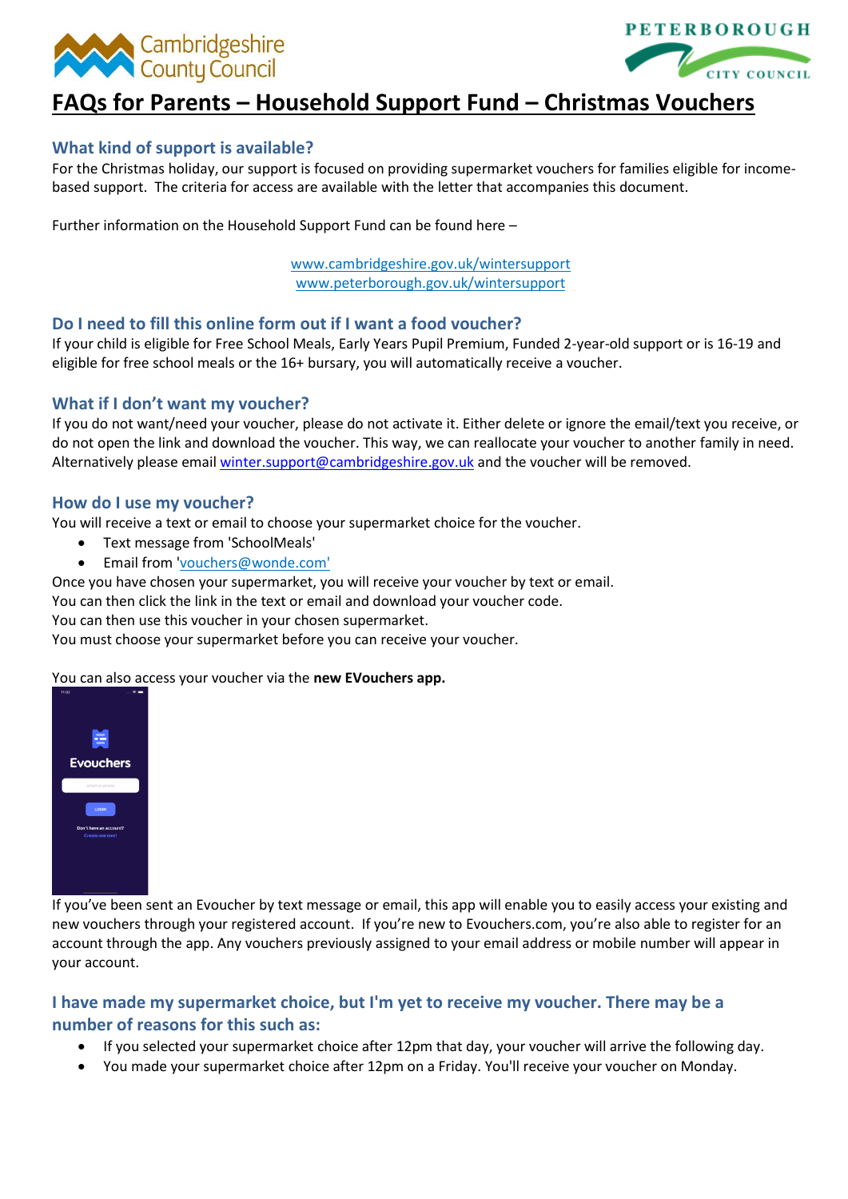# FAQs for Parents – Household Support Fund – Christmas Vouchers

### What kind of support is available?

For the Christmas holiday, our support is focused on providing supermarket vouchers for families eligible for income-based support. The criteria for access are available with the letter that accompanies this document.

Further information on the Household Support Fund can be found here –

www.cambridgeshire.gov.uk/wintersupport
www.peterborough.gov.uk/wintersupport

### Do I need to fill this online form out if I want a food voucher?

If your child is eligible for Free School Meals, Early Years Pupil Premium, Funded 2-year-old support or is 16-19 and eligible for free school meals or the 16+ bursary, you will automatically receive a voucher.

### What if I don't want my voucher?

If you do not want/need your voucher, please do not activate it. Either delete or ignore the email/text you receive, or do not open the link and download the voucher. This way, we can reallocate your voucher to another family in need. Alternatively please email winter.support@cambridgeshire.gov.uk and the voucher will be removed.

### How do I use my voucher?

You will receive a text or email to choose your supermarket choice for the voucher.

- Text message from 'SchoolMeals'
- Email from 'vouchers@wonde.com'

Once you have chosen your supermarket, you will receive your voucher by text or email.
You can then click the link in the text or email and download your voucher code.
You can then use this voucher in your chosen supermarket.
You must choose your supermarket before you can receive your voucher.

You can also access your voucher via the **new EVouchers app.**

If you've been sent an Evoucher by text message or email, this app will enable you to easily access your existing and new vouchers through your registered account. If you're new to Evouchers.com, you're also able to register for an account through the app. Any vouchers previously assigned to your email address or mobile number will appear in your account.

### I have made my supermarket choice, but I'm yet to receive my voucher. There may be a number of reasons for this such as:

- If you selected your supermarket choice after 12pm that day, your voucher will arrive the following day.
- You made your supermarket choice after 12pm on a Friday. You'll receive your voucher on Monday.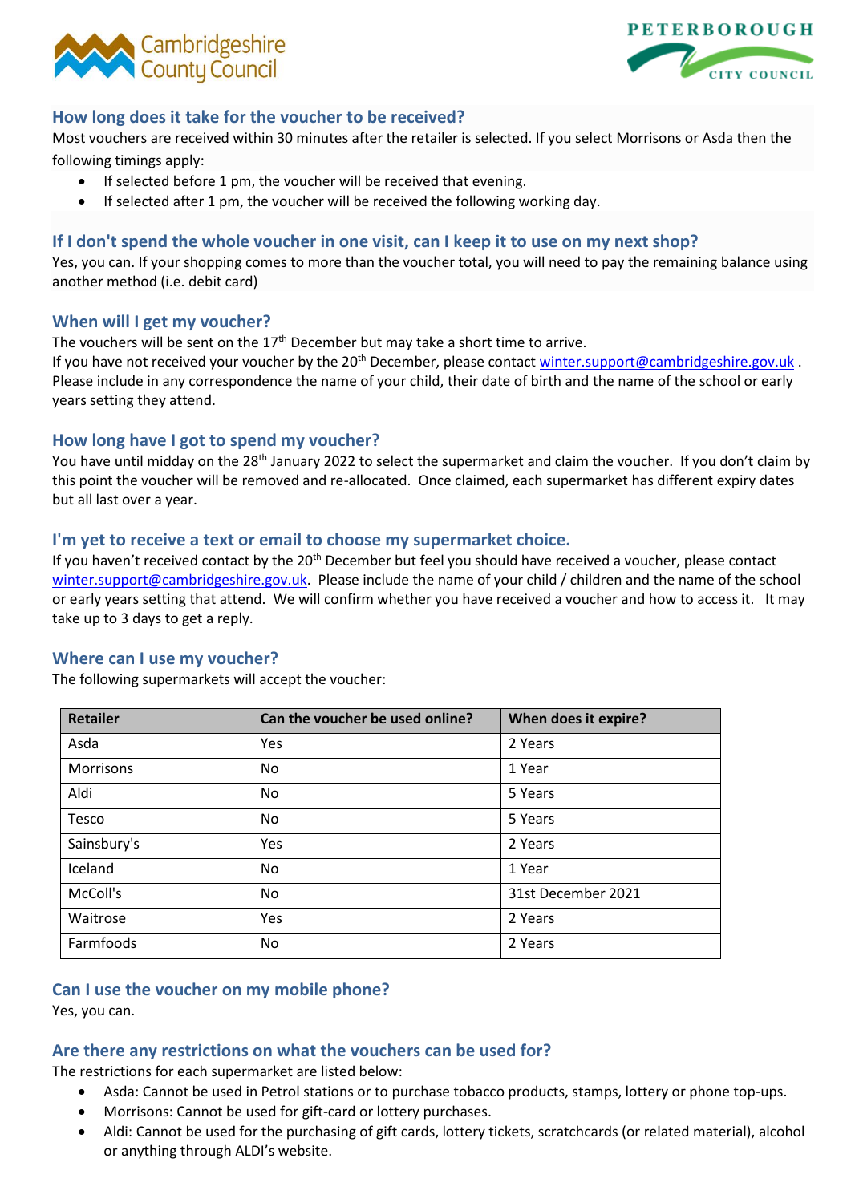## How long does it take for the voucher to be received?

Most vouchers are received within 30 minutes after the retailer is selected. If you select Morrisons or Asda then the following timings apply:

- If selected before 1 pm, the voucher will be received that evening.
- If selected after 1 pm, the voucher will be received the following working day.

## If I don't spend the whole voucher in one visit, can I keep it to use on my next shop?

Yes, you can. If your shopping comes to more than the voucher total, you will need to pay the remaining balance using another method (i.e. debit card)

## When will I get my voucher?

The vouchers will be sent on the 17th December but may take a short time to arrive.
If you have not received your voucher by the 20th December, please contact winter.support@cambridgeshire.gov.uk . Please include in any correspondence the name of your child, their date of birth and the name of the school or early years setting they attend.

## How long have I got to spend my voucher?

You have until midday on the 28th January 2022 to select the supermarket and claim the voucher. If you don't claim by this point the voucher will be removed and re-allocated. Once claimed, each supermarket has different expiry dates but all last over a year.

## I'm yet to receive a text or email to choose my supermarket choice.

If you haven't received contact by the 20th December but feel you should have received a voucher, please contact winter.support@cambridgeshire.gov.uk. Please include the name of your child / children and the name of the school or early years setting that attend. We will confirm whether you have received a voucher and how to access it. It may take up to 3 days to get a reply.

## Where can I use my voucher?

The following supermarkets will accept the voucher:

| Retailer | Can the voucher be used online? | When does it expire? |
|---|---|---|
| Asda | Yes | 2 Years |
| Morrisons | No | 1 Year |
| Aldi | No | 5 Years |
| Tesco | No | 5 Years |
| Sainsbury's | Yes | 2 Years |
| Iceland | No | 1 Year |
| McColl's | No | 31st December 2021 |
| Waitrose | Yes | 2 Years |
| Farmfoods | No | 2 Years |

## Can I use the voucher on my mobile phone?

Yes, you can.

## Are there any restrictions on what the vouchers can be used for?

The restrictions for each supermarket are listed below:

- Asda: Cannot be used in Petrol stations or to purchase tobacco products, stamps, lottery or phone top-ups.
- Morrisons: Cannot be used for gift-card or lottery purchases.
- Aldi: Cannot be used for the purchasing of gift cards, lottery tickets, scratchcards (or related material), alcohol or anything through ALDI's website.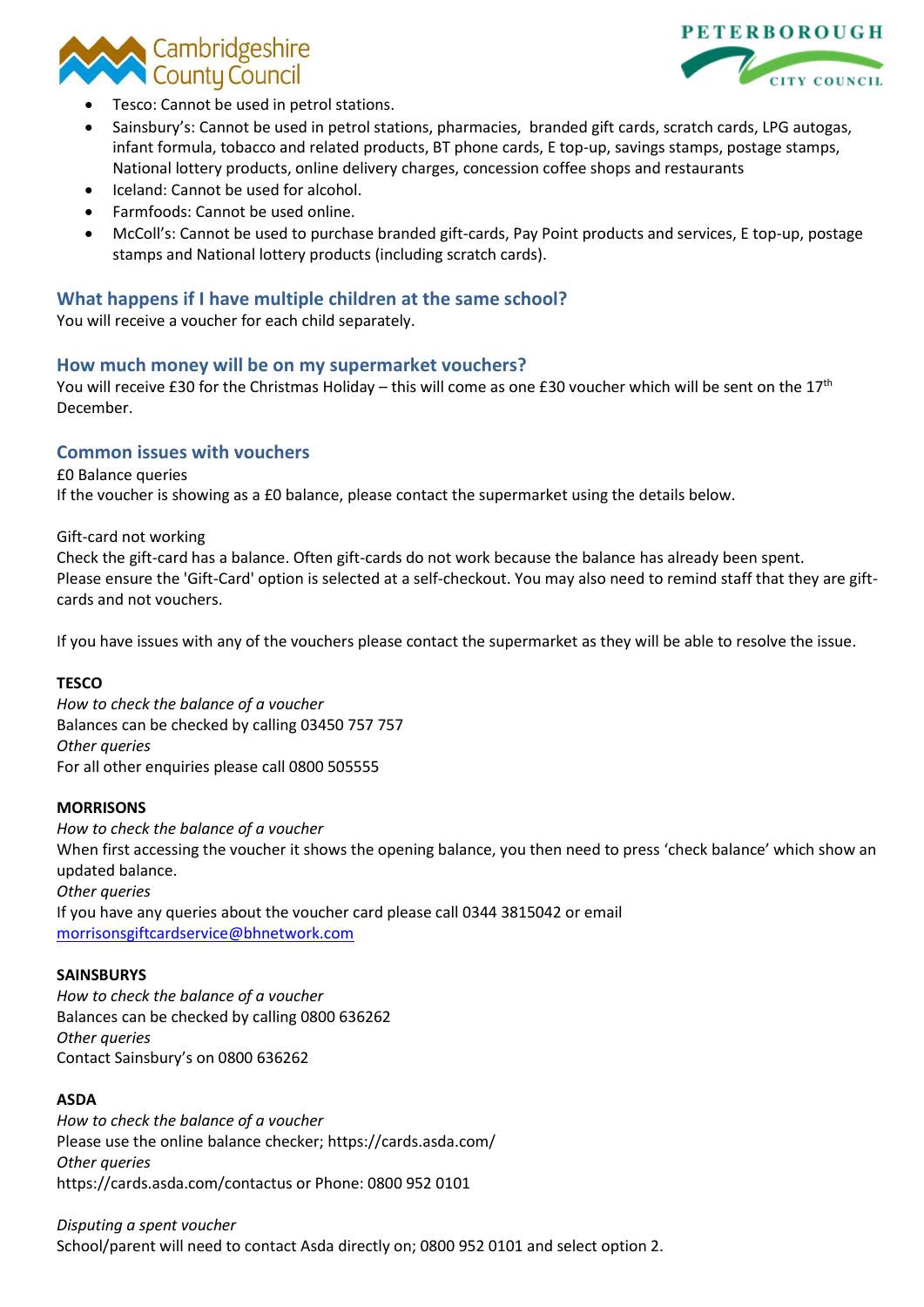- Tesco: Cannot be used in petrol stations.
- Sainsbury's: Cannot be used in petrol stations, pharmacies, branded gift cards, scratch cards, LPG autogas, infant formula, tobacco and related products, BT phone cards, E top-up, savings stamps, postage stamps, National lottery products, online delivery charges, concession coffee shops and restaurants
- Iceland: Cannot be used for alcohol.
- Farmfoods: Cannot be used online.
- McColl's: Cannot be used to purchase branded gift-cards, Pay Point products and services, E top-up, postage stamps and National lottery products (including scratch cards).

## What happens if I have multiple children at the same school?

You will receive a voucher for each child separately.

## How much money will be on my supermarket vouchers?

You will receive £30 for the Christmas Holiday – this will come as one £30 voucher which will be sent on the 17th December.

## Common issues with vouchers

£0 Balance queries
If the voucher is showing as a £0 balance, please contact the supermarket using the details below.

Gift-card not working
Check the gift-card has a balance. Often gift-cards do not work because the balance has already been spent.
Please ensure the 'Gift-Card' option is selected at a self-checkout. You may also need to remind staff that they are gift-cards and not vouchers.

If you have issues with any of the vouchers please contact the supermarket as they will be able to resolve the issue.

**TESCO**
*How to check the balance of a voucher*
Balances can be checked by calling 03450 757 757
*Other queries*
For all other enquiries please call 0800 505555

**MORRISONS**
*How to check the balance of a voucher*
When first accessing the voucher it shows the opening balance, you then need to press 'check balance' which show an updated balance.
*Other queries*
If you have any queries about the voucher card please call 0344 3815042 or email morrisonsgiftcardservice@bhnetwork.com

**SAINSBURYS**
*How to check the balance of a voucher*
Balances can be checked by calling 0800 636262
*Other queries*
Contact Sainsbury's on 0800 636262

**ASDA**
*How to check the balance of a voucher*
Please use the online balance checker; https://cards.asda.com/
*Other queries*
https://cards.asda.com/contactus or Phone: 0800 952 0101

*Disputing a spent voucher*
School/parent will need to contact Asda directly on; 0800 952 0101 and select option 2.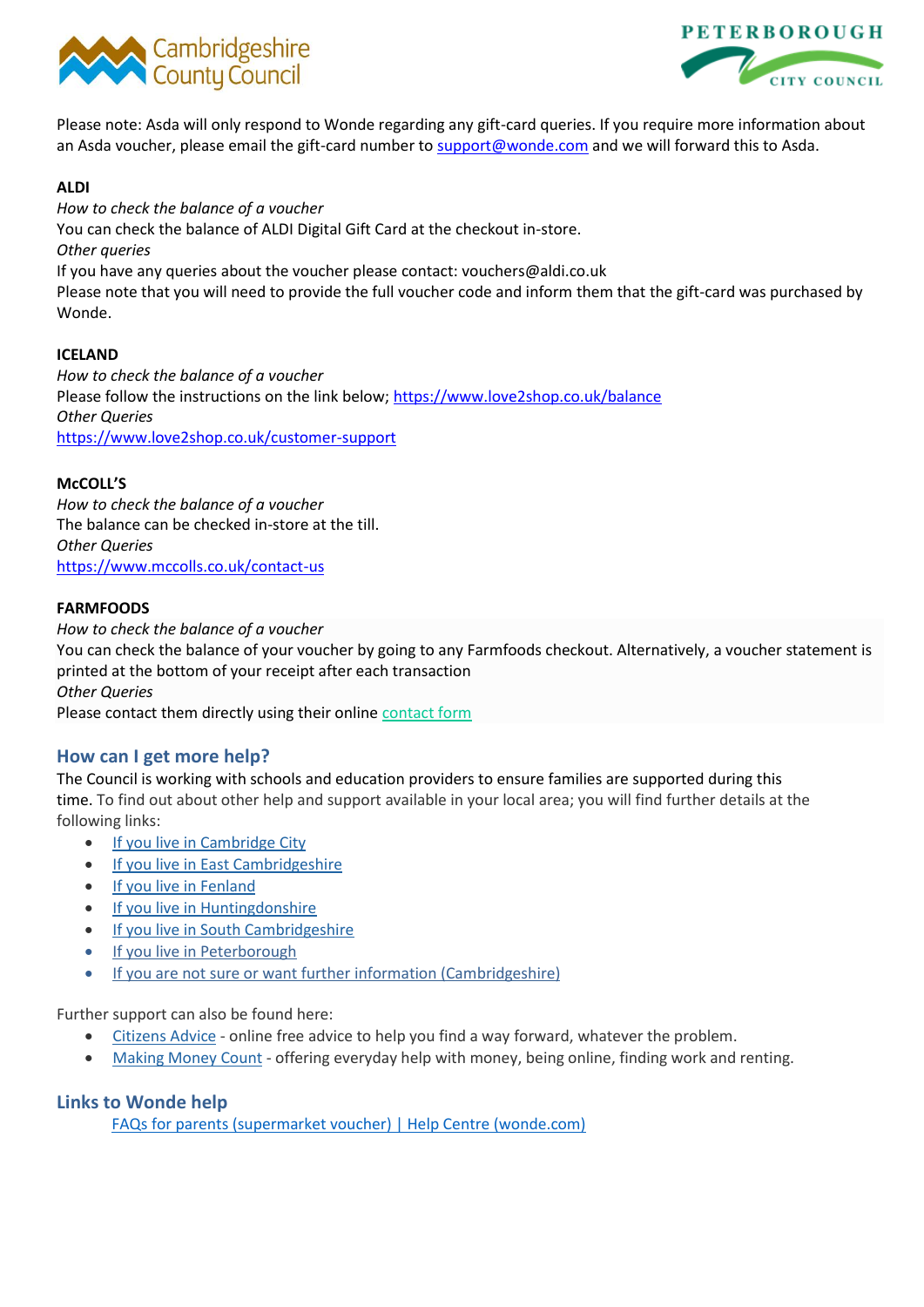Please note: Asda will only respond to Wonde regarding any gift-card queries. If you require more information about an Asda voucher, please email the gift-card number to support@wonde.com and we will forward this to Asda.

**ALDI**

*How to check the balance of a voucher*

You can check the balance of ALDI Digital Gift Card at the checkout in-store.

*Other queries*

If you have any queries about the voucher please contact: vouchers@aldi.co.uk

Please note that you will need to provide the full voucher code and inform them that the gift-card was purchased by Wonde.

**ICELAND**

*How to check the balance of a voucher*

Please follow the instructions on the link below; https://www.love2shop.co.uk/balance

*Other Queries*

https://www.love2shop.co.uk/customer-support

**McCOLL'S**

*How to check the balance of a voucher*

The balance can be checked in-store at the till.

*Other Queries*

https://www.mccolls.co.uk/contact-us

**FARMFOODS**

*How to check the balance of a voucher*

You can check the balance of your voucher by going to any Farmfoods checkout. Alternatively, a voucher statement is printed at the bottom of your receipt after each transaction

*Other Queries*

Please contact them directly using their online contact form

## How can I get more help?

The Council is working with schools and education providers to ensure families are supported during this time. To find out about other help and support available in your local area; you will find further details at the following links:

- If you live in Cambridge City
- If you live in East Cambridgeshire
- If you live in Fenland
- If you live in Huntingdonshire
- If you live in South Cambridgeshire
- If you live in Peterborough
- If you are not sure or want further information (Cambridgeshire)

Further support can also be found here:

- Citizens Advice - online free advice to help you find a way forward, whatever the problem.
- Making Money Count - offering everyday help with money, being online, finding work and renting.

## Links to Wonde help

FAQs for parents (supermarket voucher) | Help Centre (wonde.com)